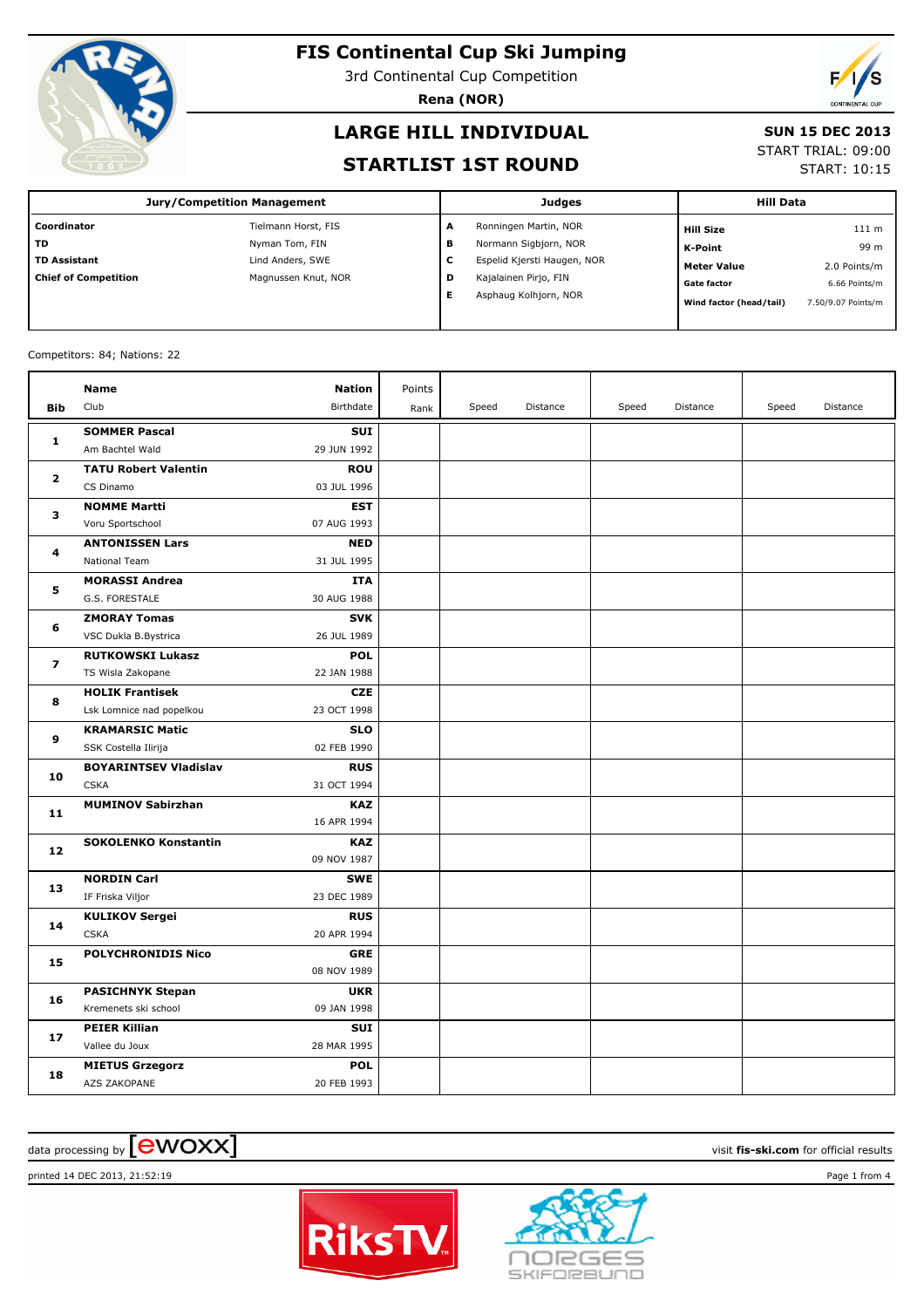# FIS Continental Cup Ski Jumping

3rd Continental Cup Competition

**Rena (NOR)**

## LARGE HILL INDIVIDUAL

## STARTLIST 1ST ROUND

**SUN 15 DEC 2013**

START TRIAL: 09:00

START: 10:15

| Jury/Competition Management | | Judges | | Hill Data | |
|---|---|---|---|---|---|
| **Coordinator** | Tielmann Horst, FIS | **A** | Ronningen Martin, NOR | **Hill Size** | 111 m |
| **TD** | Nyman Tom, FIN | **B** | Normann Sigbjorn, NOR | **K-Point** | 99 m |
| **TD Assistant** | Lind Anders, SWE | **C** | Espelid Kjersti Haugen, NOR | **Meter Value** | 2.0 Points/m |
| **Chief of Competition** | Magnussen Knut, NOR | **D** | Kajalainen Pirjo, FIN | **Gate factor** | 6.66 Points/m |
| | | **E** | Asphaug Kolhjorn, NOR | **Wind factor (head/tail)** | 7.50/9.07 Points/m |

Competitors: 84; Nations: 22

| Bib | Name / Club | Nation / Birthdate | Points / Rank | Speed | Distance | Speed | Distance | Speed | Distance |
|---|---|---|---|---|---|---|---|---|---|
| 1 | **SOMMER Pascal**<br>Am Bachtel Wald | **SUI**<br>29 JUN 1992 | | | | | | | |
| 2 | **TATU Robert Valentin**<br>CS Dinamo | **ROU**<br>03 JUL 1996 | | | | | | | |
| 3 | **NOMME Martti**<br>Voru Sportschool | **EST**<br>07 AUG 1993 | | | | | | | |
| 4 | **ANTONISSEN Lars**<br>National Team | **NED**<br>31 JUL 1995 | | | | | | | |
| 5 | **MORASSI Andrea**<br>G.S. FORESTALE | **ITA**<br>30 AUG 1988 | | | | | | | |
| 6 | **ZMORAY Tomas**<br>VSC Dukla B.Bystrica | **SVK**<br>26 JUL 1989 | | | | | | | |
| 7 | **RUTKOWSKI Lukasz**<br>TS Wisla Zakopane | **POL**<br>22 JAN 1988 | | | | | | | |
| 8 | **HOLIK Frantisek**<br>Lsk Lomnice nad popelkou | **CZE**<br>23 OCT 1998 | | | | | | | |
| 9 | **KRAMARSIC Matic**<br>SSK Costella Ilirija | **SLO**<br>02 FEB 1990 | | | | | | | |
| 10 | **BOYARINTSEV Vladislav**<br>CSKA | **RUS**<br>31 OCT 1994 | | | | | | | |
| 11 | **MUMINOV Sabirzhan** | **KAZ**<br>16 APR 1994 | | | | | | | |
| 12 | **SOKOLENKO Konstantin** | **KAZ**<br>09 NOV 1987 | | | | | | | |
| 13 | **NORDIN Carl**<br>IF Friska Viljor | **SWE**<br>23 DEC 1989 | | | | | | | |
| 14 | **KULIKOV Sergei**<br>CSKA | **RUS**<br>20 APR 1994 | | | | | | | |
| 15 | **POLYCHRONIDIS Nico** | **GRE**<br>08 NOV 1989 | | | | | | | |
| 16 | **PASICHNYK Stepan**<br>Kremenets ski school | **UKR**<br>09 JAN 1998 | | | | | | | |
| 17 | **PEIER Killian**<br>Vallee du Joux | **SUI**<br>28 MAR 1995 | | | | | | | |
| 18 | **MIETUS Grzegorz**<br>AZS ZAKOPANE | **POL**<br>20 FEB 1993 | | | | | | | |

data processing by ewoxx

visit **fis-ski.com** for official results

printed 14 DEC 2013, 21:52:19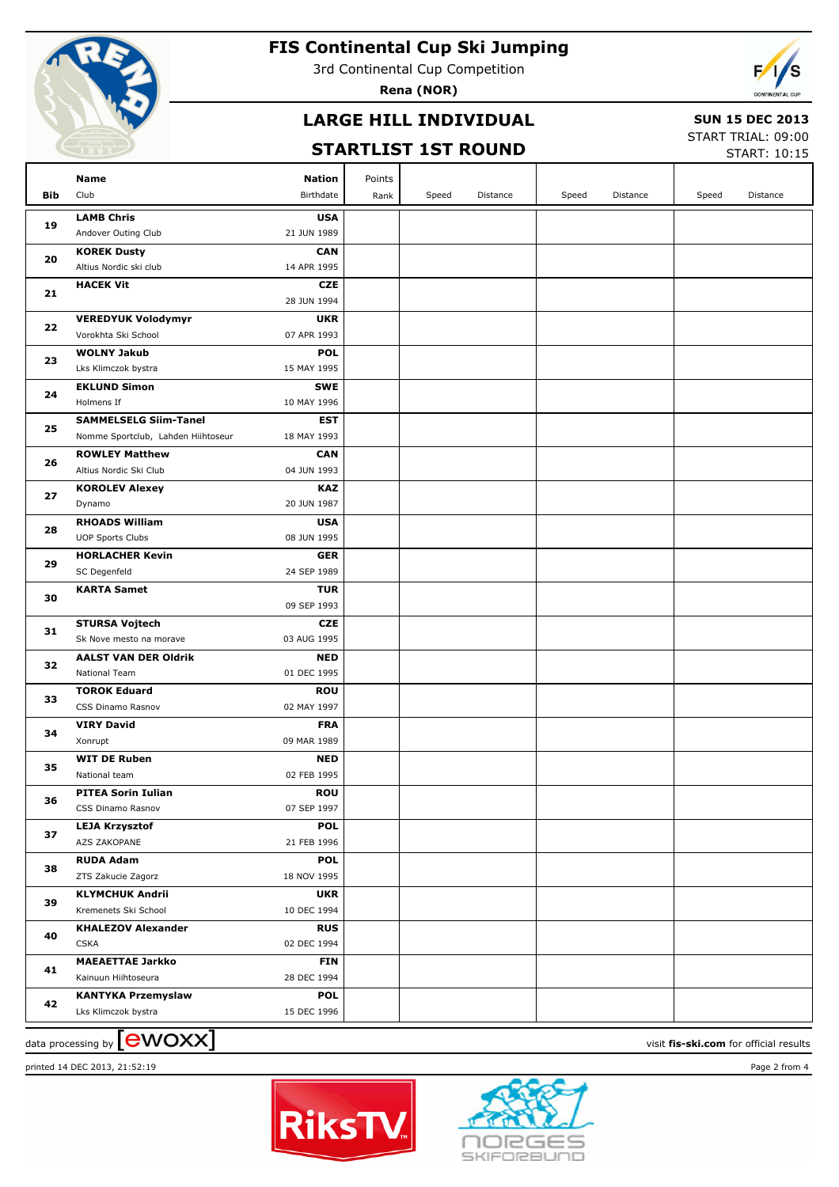# FIS Continental Cup Ski Jumping

3rd Continental Cup Competition

**Rena (NOR)**

## LARGE HILL INDIVIDUAL

## STARTLIST 1ST ROUND

**SUN 15 DEC 2013**

START TRIAL: 09:00

START: 10:15

| Bib | Name<br>Club | Nation<br>Birthdate | Points<br>Rank | Speed | Distance | Speed | Distance | Speed | Distance |
|---|---|---|---|---|---|---|---|---|---|
| 19 | **LAMB Chris**<br>Andover Outing Club | **USA**<br>21 JUN 1989 | | | | | | | |
| 20 | **KOREK Dusty**<br>Altius Nordic ski club | **CAN**<br>14 APR 1995 | | | | | | | |
| 21 | **HACEK Vit** | **CZE**<br>28 JUN 1994 | | | | | | | |
| 22 | **VEREDYUK Volodymyr**<br>Vorokhta Ski School | **UKR**<br>07 APR 1993 | | | | | | | |
| 23 | **WOLNY Jakub**<br>Lks Klimczok bystra | **POL**<br>15 MAY 1995 | | | | | | | |
| 24 | **EKLUND Simon**<br>Holmens If | **SWE**<br>10 MAY 1996 | | | | | | | |
| 25 | **SAMMELSELG Siim-Tanel**<br>Nomme Sportclub, Lahden Hiihtoseur | **EST**<br>18 MAY 1993 | | | | | | | |
| 26 | **ROWLEY Matthew**<br>Altius Nordic Ski Club | **CAN**<br>04 JUN 1993 | | | | | | | |
| 27 | **KOROLEV Alexey**<br>Dynamo | **KAZ**<br>20 JUN 1987 | | | | | | | |
| 28 | **RHOADS William**<br>UOP Sports Clubs | **USA**<br>08 JUN 1995 | | | | | | | |
| 29 | **HORLACHER Kevin**<br>SC Degenfeld | **GER**<br>24 SEP 1989 | | | | | | | |
| 30 | **KARTA Samet** | **TUR**<br>09 SEP 1993 | | | | | | | |
| 31 | **STURSA Vojtech**<br>Sk Nove mesto na morave | **CZE**<br>03 AUG 1995 | | | | | | | |
| 32 | **AALST VAN DER Oldrik**<br>National Team | **NED**<br>01 DEC 1995 | | | | | | | |
| 33 | **TOROK Eduard**<br>CSS Dinamo Rasnov | **ROU**<br>02 MAY 1997 | | | | | | | |
| 34 | **VIRY David**<br>Xonrupt | **FRA**<br>09 MAR 1989 | | | | | | | |
| 35 | **WIT DE Ruben**<br>National team | **NED**<br>02 FEB 1995 | | | | | | | |
| 36 | **PITEA Sorin Iulian**<br>CSS Dinamo Rasnov | **ROU**<br>07 SEP 1997 | | | | | | | |
| 37 | **LEJA Krzysztof**<br>AZS ZAKOPANE | **POL**<br>21 FEB 1996 | | | | | | | |
| 38 | **RUDA Adam**<br>ZTS Zakucie Zagorz | **POL**<br>18 NOV 1995 | | | | | | | |
| 39 | **KLYMCHUK Andrii**<br>Kremenets Ski School | **UKR**<br>10 DEC 1994 | | | | | | | |
| 40 | **KHALEZOV Alexander**<br>CSKA | **RUS**<br>02 DEC 1994 | | | | | | | |
| 41 | **MAEAETTAE Jarkko**<br>Kainuun Hiihtoseura | **FIN**<br>28 DEC 1994 | | | | | | | |
| 42 | **KANTYKA Przemyslaw**<br>Lks Klimczok bystra | **POL**<br>15 DEC 1996 | | | | | | | |

data processing by ewoxx

visit **fis-ski.com** for official results

printed 14 DEC 2013, 21:52:19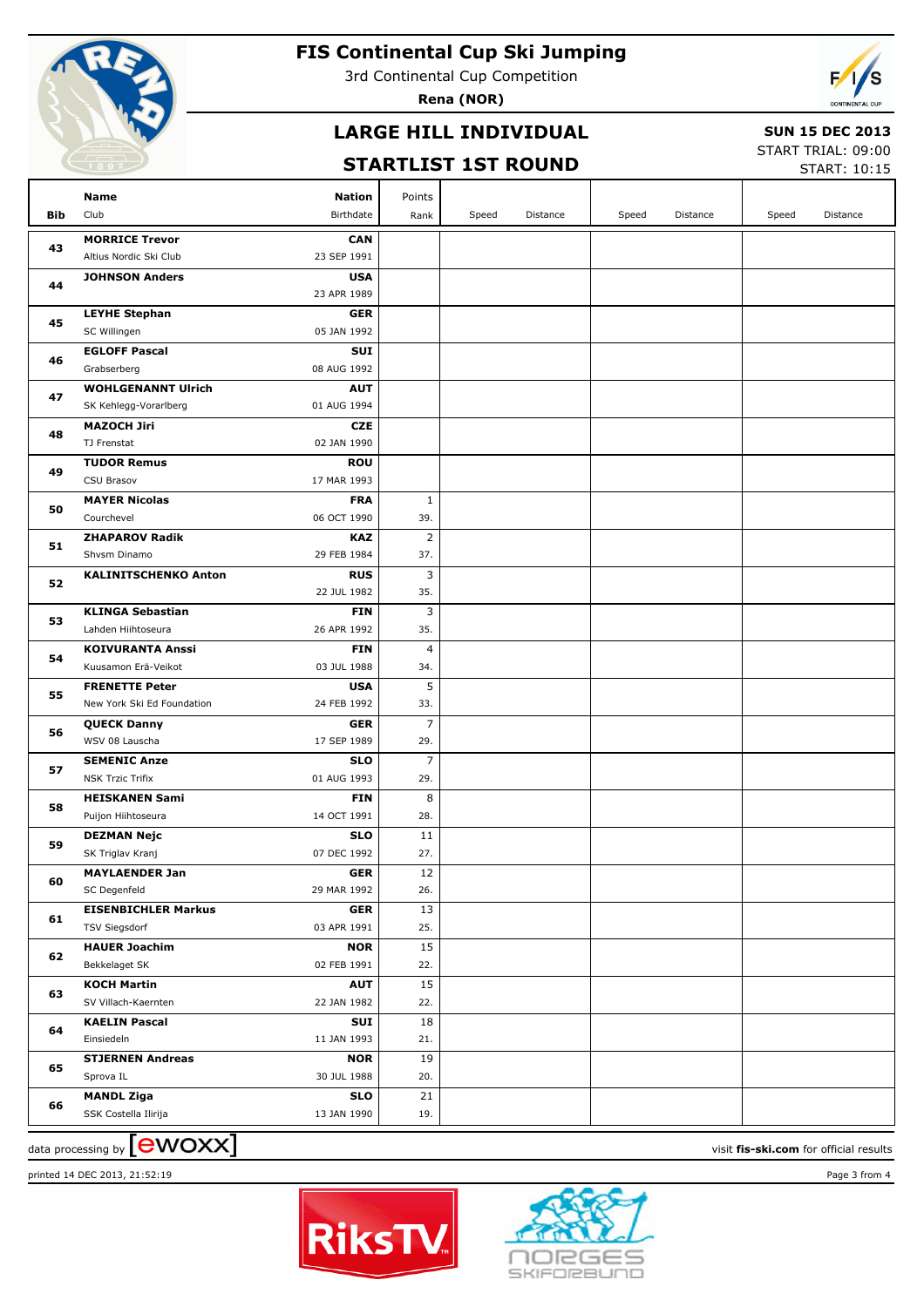# FIS Continental Cup Ski Jumping

3rd Continental Cup Competition

**Rena (NOR)**

## LARGE HILL INDIVIDUAL

## STARTLIST 1ST ROUND

**SUN 15 DEC 2013**

START TRIAL: 09:00

START: 10:15

| Bib | Name / Club | Nation / Birthdate | Points / Rank | Speed | Distance | Speed | Distance | Speed | Distance |
|---|---|---|---|---|---|---|---|---|---|
| 43 | **MORRICE Trevor**<br>Altius Nordic Ski Club | **CAN**<br>23 SEP 1991 | | | | | | | |
| 44 | **JOHNSON Anders** | **USA**<br>23 APR 1989 | | | | | | | |
| 45 | **LEYHE Stephan**<br>SC Willingen | **GER**<br>05 JAN 1992 | | | | | | | |
| 46 | **EGLOFF Pascal**<br>Grabserberg | **SUI**<br>08 AUG 1992 | | | | | | | |
| 47 | **WOHLGENANNT Ulrich**<br>SK Kehlegg-Vorarlberg | **AUT**<br>01 AUG 1994 | | | | | | | |
| 48 | **MAZOCH Jiri**<br>TJ Frenstat | **CZE**<br>02 JAN 1990 | | | | | | | |
| 49 | **TUDOR Remus**<br>CSU Brasov | **ROU**<br>17 MAR 1993 | | | | | | | |
| 50 | **MAYER Nicolas**<br>Courchevel | **FRA**<br>06 OCT 1990 | 1<br>39. | | | | | | |
| 51 | **ZHAPAROV Radik**<br>Shvsm Dinamo | **KAZ**<br>29 FEB 1984 | 2<br>37. | | | | | | |
| 52 | **KALINITSCHENKO Anton** | **RUS**<br>22 JUL 1982 | 3<br>35. | | | | | | |
| 53 | **KLINGA Sebastian**<br>Lahden Hiihtoseura | **FIN**<br>26 APR 1992 | 3<br>35. | | | | | | |
| 54 | **KOIVURANTA Anssi**<br>Kuusamon Erä-Veikot | **FIN**<br>03 JUL 1988 | 4<br>34. | | | | | | |
| 55 | **FRENETTE Peter**<br>New York Ski Ed Foundation | **USA**<br>24 FEB 1992 | 5<br>33. | | | | | | |
| 56 | **QUECK Danny**<br>WSV 08 Lauscha | **GER**<br>17 SEP 1989 | 7<br>29. | | | | | | |
| 57 | **SEMENIC Anze**<br>NSK Trzic Trifix | **SLO**<br>01 AUG 1993 | 7<br>29. | | | | | | |
| 58 | **HEISKANEN Sami**<br>Puijon Hiihtoseura | **FIN**<br>14 OCT 1991 | 8<br>28. | | | | | | |
| 59 | **DEZMAN Nejc**<br>SK Triglav Kranj | **SLO**<br>07 DEC 1992 | 11<br>27. | | | | | | |
| 60 | **MAYLAENDER Jan**<br>SC Degenfeld | **GER**<br>29 MAR 1992 | 12<br>26. | | | | | | |
| 61 | **EISENBICHLER Markus**<br>TSV Siegsdorf | **GER**<br>03 APR 1991 | 13<br>25. | | | | | | |
| 62 | **HAUER Joachim**<br>Bekkelaget SK | **NOR**<br>02 FEB 1991 | 15<br>22. | | | | | | |
| 63 | **KOCH Martin**<br>SV Villach-Kaernten | **AUT**<br>22 JAN 1982 | 15<br>22. | | | | | | |
| 64 | **KAELIN Pascal**<br>Einsiedeln | **SUI**<br>11 JAN 1993 | 18<br>21. | | | | | | |
| 65 | **STJERNEN Andreas**<br>Sprova IL | **NOR**<br>30 JUL 1988 | 19<br>20. | | | | | | |
| 66 | **MANDL Ziga**<br>SSK Costella Ilirija | **SLO**<br>13 JAN 1990 | 21<br>19. | | | | | | |

data processing by ewoxx

visit **fis-ski.com** for official results

printed 14 DEC 2013, 21:52:19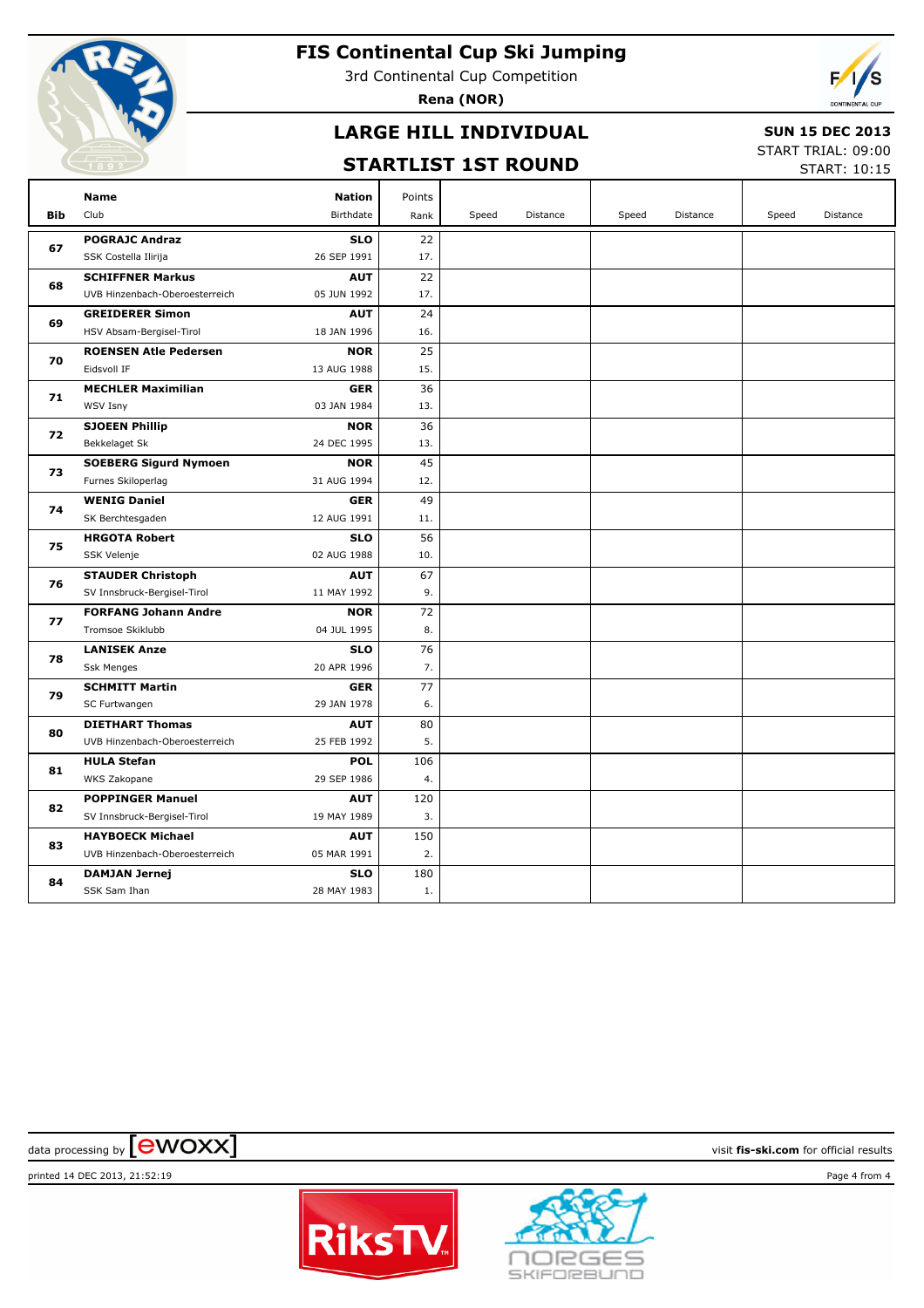# FIS Continental Cup Ski Jumping

3rd Continental Cup Competition

**Rena (NOR)**

## LARGE HILL INDIVIDUAL

## STARTLIST 1ST ROUND

**SUN 15 DEC 2013**

START TRIAL: 09:00

START: 10:15

| Bib | Name / Club | Nation / Birthdate | Points / Rank | Speed | Distance | Speed | Distance | Speed | Distance |
|---|---|---|---|---|---|---|---|---|---|
| 67 | **POGRAJC Andraz**<br>SSK Costella Ilirija | **SLO**<br>26 SEP 1991 | 22<br>17. | | | | | | |
| 68 | **SCHIFFNER Markus**<br>UVB Hinzenbach-Oberoesterreich | **AUT**<br>05 JUN 1992 | 22<br>17. | | | | | | |
| 69 | **GREIDERER Simon**<br>HSV Absam-Bergisel-Tirol | **AUT**<br>18 JAN 1996 | 24<br>16. | | | | | | |
| 70 | **ROENSEN Atle Pedersen**<br>Eidsvoll IF | **NOR**<br>13 AUG 1988 | 25<br>15. | | | | | | |
| 71 | **MECHLER Maximilian**<br>WSV Isny | **GER**<br>03 JAN 1984 | 36<br>13. | | | | | | |
| 72 | **SJOEEN Phillip**<br>Bekkelaget Sk | **NOR**<br>24 DEC 1995 | 36<br>13. | | | | | | |
| 73 | **SOEBERG Sigurd Nymoen**<br>Furnes Skiloperlag | **NOR**<br>31 AUG 1994 | 45<br>12. | | | | | | |
| 74 | **WENIG Daniel**<br>SK Berchtesgaden | **GER**<br>12 AUG 1991 | 49<br>11. | | | | | | |
| 75 | **HRGOTA Robert**<br>SSK Velenje | **SLO**<br>02 AUG 1988 | 56<br>10. | | | | | | |
| 76 | **STAUDER Christoph**<br>SV Innsbruck-Bergisel-Tirol | **AUT**<br>11 MAY 1992 | 67<br>9. | | | | | | |
| 77 | **FORFANG Johann Andre**<br>Tromsoe Skiklubb | **NOR**<br>04 JUL 1995 | 72<br>8. | | | | | | |
| 78 | **LANISEK Anze**<br>Ssk Menges | **SLO**<br>20 APR 1996 | 76<br>7. | | | | | | |
| 79 | **SCHMITT Martin**<br>SC Furtwangen | **GER**<br>29 JAN 1978 | 77<br>6. | | | | | | |
| 80 | **DIETHART Thomas**<br>UVB Hinzenbach-Oberoesterreich | **AUT**<br>25 FEB 1992 | 80<br>5. | | | | | | |
| 81 | **HULA Stefan**<br>WKS Zakopane | **POL**<br>29 SEP 1986 | 106<br>4. | | | | | | |
| 82 | **POPPINGER Manuel**<br>SV Innsbruck-Bergisel-Tirol | **AUT**<br>19 MAY 1989 | 120<br>3. | | | | | | |
| 83 | **HAYBOECK Michael**<br>UVB Hinzenbach-Oberoesterreich | **AUT**<br>05 MAR 1991 | 150<br>2. | | | | | | |
| 84 | **DAMJAN Jernej**<br>SSK Sam Ihan | **SLO**<br>28 MAY 1983 | 180<br>1. | | | | | | |

data processing by ewoxx

visit **fis-ski.com** for official results

printed 14 DEC 2013, 21:52:19